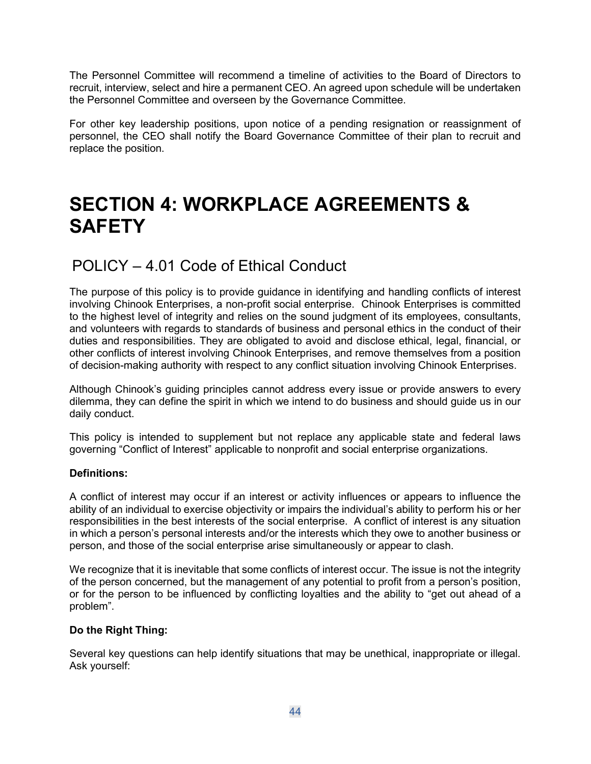The Personnel Committee will recommend a timeline of activities to the Board of Directors to recruit, interview, select and hire a permanent CEO. An agreed upon schedule will be undertaken the Personnel Committee and overseen by the Governance Committee.

For other key leadership positions, upon notice of a pending resignation or reassignment of personnel, the CEO shall notify the Board Governance Committee of their plan to recruit and replace the position.

# SECTION 4: WORKPLACE AGREEMENTS & SAFETY

## POLICY – 4.01 Code of Ethical Conduct

The purpose of this policy is to provide guidance in identifying and handling conflicts of interest involving Chinook Enterprises, a non-profit social enterprise. Chinook Enterprises is committed to the highest level of integrity and relies on the sound judgment of its employees, consultants, and volunteers with regards to standards of business and personal ethics in the conduct of their duties and responsibilities. They are obligated to avoid and disclose ethical, legal, financial, or other conflicts of interest involving Chinook Enterprises, and remove themselves from a position of decision-making authority with respect to any conflict situation involving Chinook Enterprises.

Although Chinook's guiding principles cannot address every issue or provide answers to every dilemma, they can define the spirit in which we intend to do business and should guide us in our daily conduct.

This policy is intended to supplement but not replace any applicable state and federal laws governing "Conflict of Interest" applicable to nonprofit and social enterprise organizations.

**Definitions:**

A conflict of interest may occur if an interest or activity influences or appears to influence the ability of an individual to exercise objectivity or impairs the individual's ability to perform his or her responsibilities in the best interests of the social enterprise. A conflict of interest is any situation in which a person's personal interests and/or the interests which they owe to another business or person, and those of the social enterprise arise simultaneously or appear to clash.

We recognize that it is inevitable that some conflicts of interest occur. The issue is not the integrity of the person concerned, but the management of any potential to profit from a person's position, or for the person to be influenced by conflicting loyalties and the ability to "get out ahead of a problem".

**Do the Right Thing:**

Several key questions can help identify situations that may be unethical, inappropriate or illegal. Ask yourself: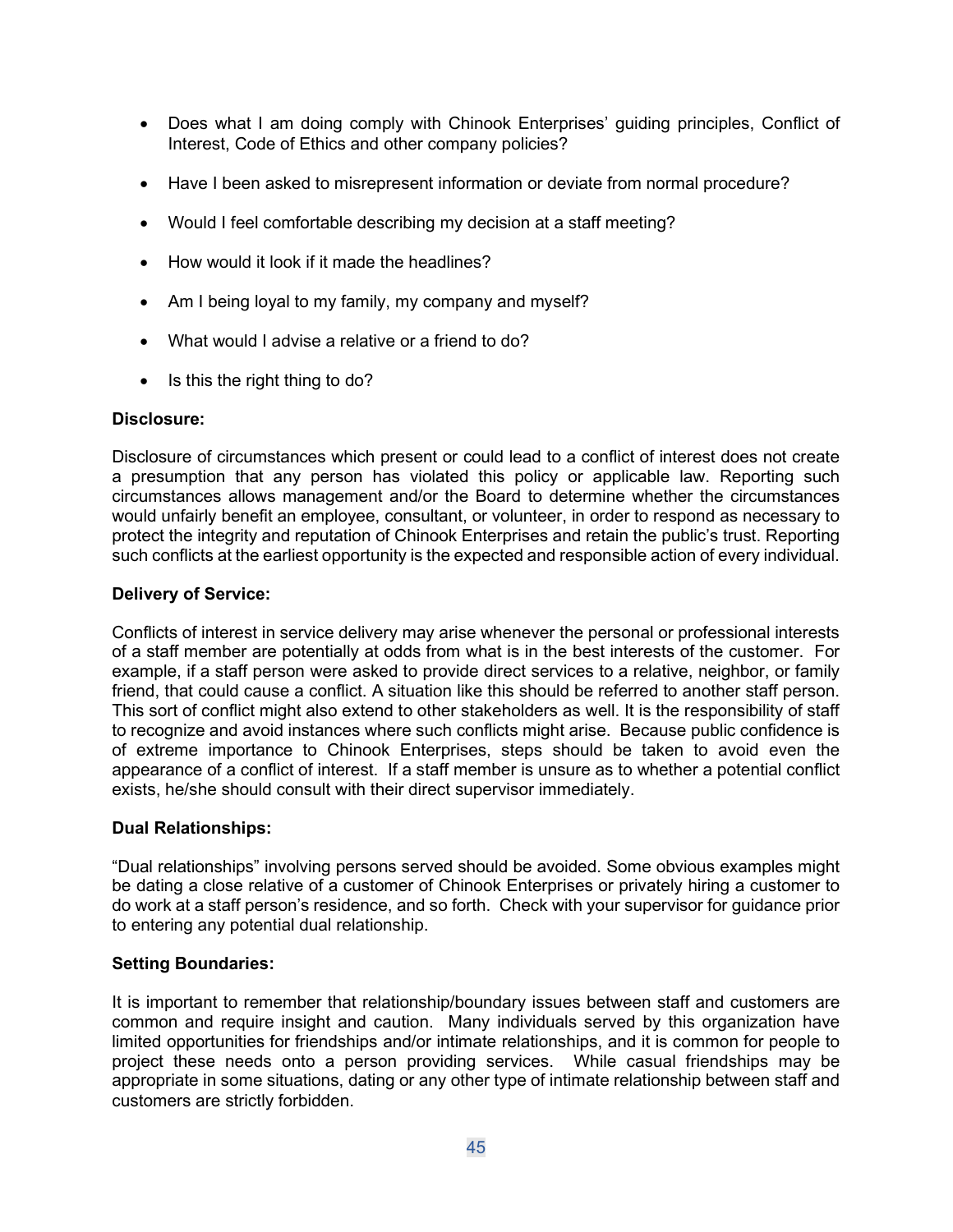- Does what I am doing comply with Chinook Enterprises' guiding principles, Conflict of Interest, Code of Ethics and other company policies?
- Have I been asked to misrepresent information or deviate from normal procedure?
- Would I feel comfortable describing my decision at a staff meeting?
- How would it look if it made the headlines?
- Am I being loyal to my family, my company and myself?
- What would I advise a relative or a friend to do?
- Is this the right thing to do?

**Disclosure:**

Disclosure of circumstances which present or could lead to a conflict of interest does not create a presumption that any person has violated this policy or applicable law. Reporting such circumstances allows management and/or the Board to determine whether the circumstances would unfairly benefit an employee, consultant, or volunteer, in order to respond as necessary to protect the integrity and reputation of Chinook Enterprises and retain the public's trust. Reporting such conflicts at the earliest opportunity is the expected and responsible action of every individual.

**Delivery of Service:**

Conflicts of interest in service delivery may arise whenever the personal or professional interests of a staff member are potentially at odds from what is in the best interests of the customer. For example, if a staff person were asked to provide direct services to a relative, neighbor, or family friend, that could cause a conflict. A situation like this should be referred to another staff person. This sort of conflict might also extend to other stakeholders as well. It is the responsibility of staff to recognize and avoid instances where such conflicts might arise. Because public confidence is of extreme importance to Chinook Enterprises, steps should be taken to avoid even the appearance of a conflict of interest. If a staff member is unsure as to whether a potential conflict exists, he/she should consult with their direct supervisor immediately.

**Dual Relationships:**

"Dual relationships" involving persons served should be avoided. Some obvious examples might be dating a close relative of a customer of Chinook Enterprises or privately hiring a customer to do work at a staff person's residence, and so forth. Check with your supervisor for guidance prior to entering any potential dual relationship.

**Setting Boundaries:**

It is important to remember that relationship/boundary issues between staff and customers are common and require insight and caution. Many individuals served by this organization have limited opportunities for friendships and/or intimate relationships, and it is common for people to project these needs onto a person providing services. While casual friendships may be appropriate in some situations, dating or any other type of intimate relationship between staff and customers are strictly forbidden.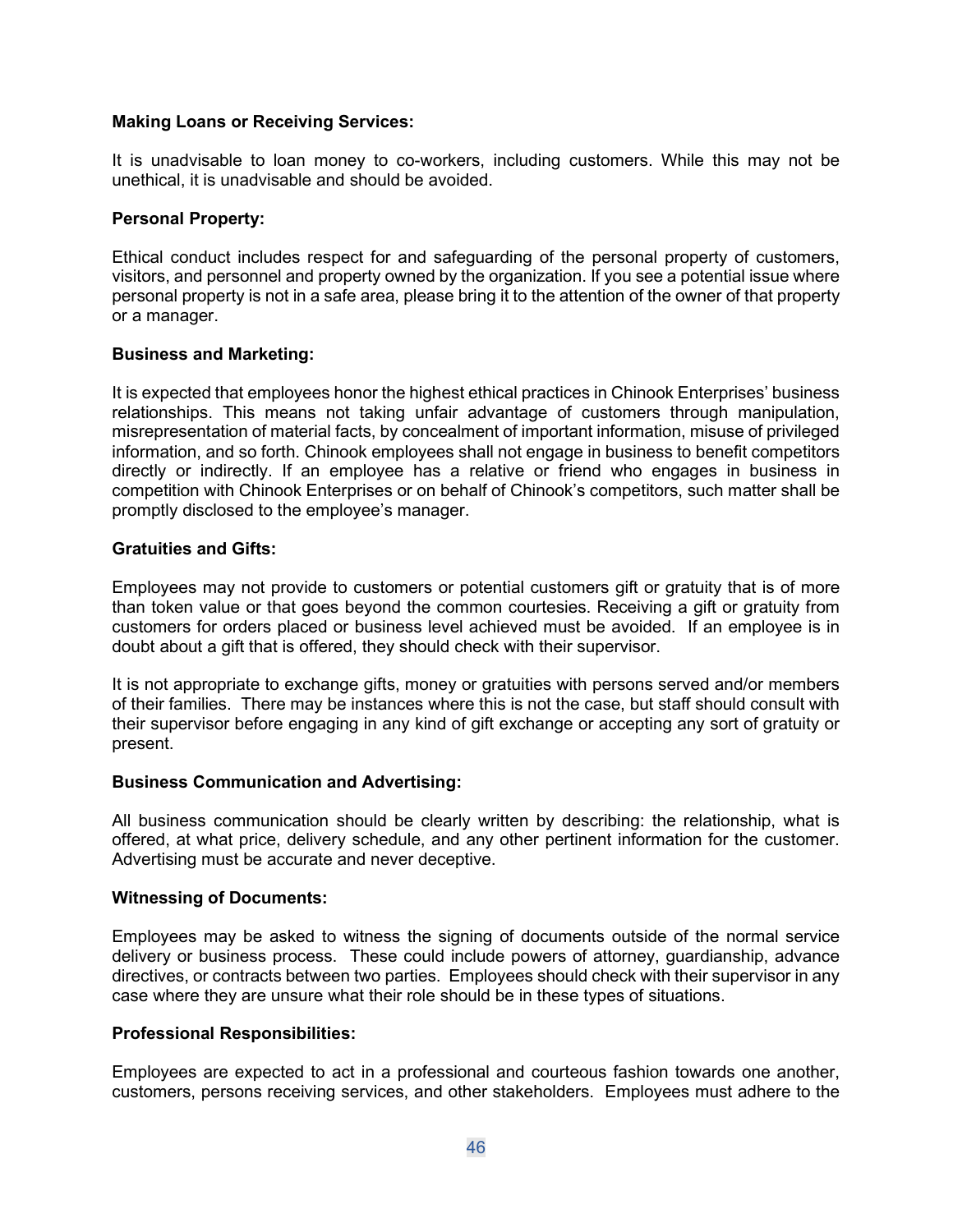**Making Loans or Receiving Services:**

It is unadvisable to loan money to co-workers, including customers. While this may not be unethical, it is unadvisable and should be avoided.

**Personal Property:**

Ethical conduct includes respect for and safeguarding of the personal property of customers, visitors, and personnel and property owned by the organization. If you see a potential issue where personal property is not in a safe area, please bring it to the attention of the owner of that property or a manager.

**Business and Marketing:**

It is expected that employees honor the highest ethical practices in Chinook Enterprises' business relationships. This means not taking unfair advantage of customers through manipulation, misrepresentation of material facts, by concealment of important information, misuse of privileged information, and so forth. Chinook employees shall not engage in business to benefit competitors directly or indirectly. If an employee has a relative or friend who engages in business in competition with Chinook Enterprises or on behalf of Chinook's competitors, such matter shall be promptly disclosed to the employee's manager.

**Gratuities and Gifts:**

Employees may not provide to customers or potential customers gift or gratuity that is of more than token value or that goes beyond the common courtesies. Receiving a gift or gratuity from customers for orders placed or business level achieved must be avoided. If an employee is in doubt about a gift that is offered, they should check with their supervisor.

It is not appropriate to exchange gifts, money or gratuities with persons served and/or members of their families. There may be instances where this is not the case, but staff should consult with their supervisor before engaging in any kind of gift exchange or accepting any sort of gratuity or present.

**Business Communication and Advertising:**

All business communication should be clearly written by describing: the relationship, what is offered, at what price, delivery schedule, and any other pertinent information for the customer. Advertising must be accurate and never deceptive.

**Witnessing of Documents:**

Employees may be asked to witness the signing of documents outside of the normal service delivery or business process. These could include powers of attorney, guardianship, advance directives, or contracts between two parties. Employees should check with their supervisor in any case where they are unsure what their role should be in these types of situations.

**Professional Responsibilities:**

Employees are expected to act in a professional and courteous fashion towards one another, customers, persons receiving services, and other stakeholders. Employees must adhere to the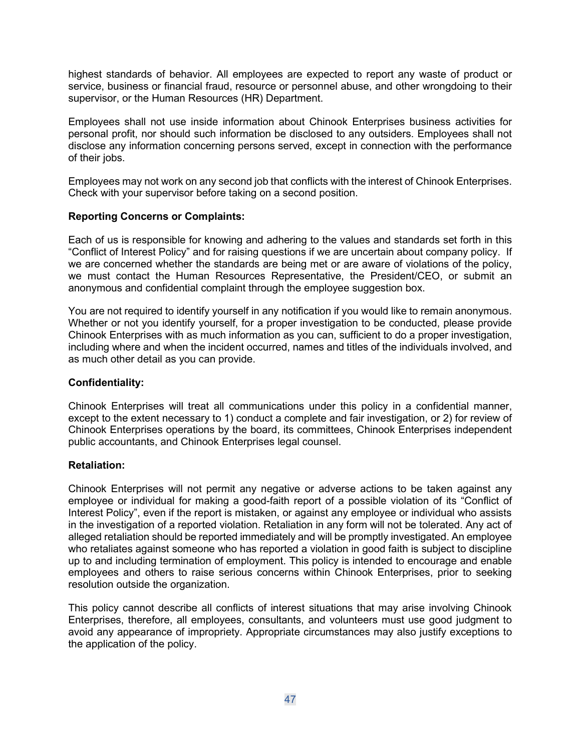highest standards of behavior. All employees are expected to report any waste of product or service, business or financial fraud, resource or personnel abuse, and other wrongdoing to their supervisor, or the Human Resources (HR) Department.

Employees shall not use inside information about Chinook Enterprises business activities for personal profit, nor should such information be disclosed to any outsiders. Employees shall not disclose any information concerning persons served, except in connection with the performance of their jobs.

Employees may not work on any second job that conflicts with the interest of Chinook Enterprises. Check with your supervisor before taking on a second position.

**Reporting Concerns or Complaints:**

Each of us is responsible for knowing and adhering to the values and standards set forth in this "Conflict of Interest Policy" and for raising questions if we are uncertain about company policy. If we are concerned whether the standards are being met or are aware of violations of the policy, we must contact the Human Resources Representative, the President/CEO, or submit an anonymous and confidential complaint through the employee suggestion box.

You are not required to identify yourself in any notification if you would like to remain anonymous. Whether or not you identify yourself, for a proper investigation to be conducted, please provide Chinook Enterprises with as much information as you can, sufficient to do a proper investigation, including where and when the incident occurred, names and titles of the individuals involved, and as much other detail as you can provide.

**Confidentiality:**

Chinook Enterprises will treat all communications under this policy in a confidential manner, except to the extent necessary to 1) conduct a complete and fair investigation, or 2) for review of Chinook Enterprises operations by the board, its committees, Chinook Enterprises independent public accountants, and Chinook Enterprises legal counsel.

**Retaliation:**

Chinook Enterprises will not permit any negative or adverse actions to be taken against any employee or individual for making a good-faith report of a possible violation of its "Conflict of Interest Policy", even if the report is mistaken, or against any employee or individual who assists in the investigation of a reported violation. Retaliation in any form will not be tolerated. Any act of alleged retaliation should be reported immediately and will be promptly investigated. An employee who retaliates against someone who has reported a violation in good faith is subject to discipline up to and including termination of employment. This policy is intended to encourage and enable employees and others to raise serious concerns within Chinook Enterprises, prior to seeking resolution outside the organization.

This policy cannot describe all conflicts of interest situations that may arise involving Chinook Enterprises, therefore, all employees, consultants, and volunteers must use good judgment to avoid any appearance of impropriety. Appropriate circumstances may also justify exceptions to the application of the policy.